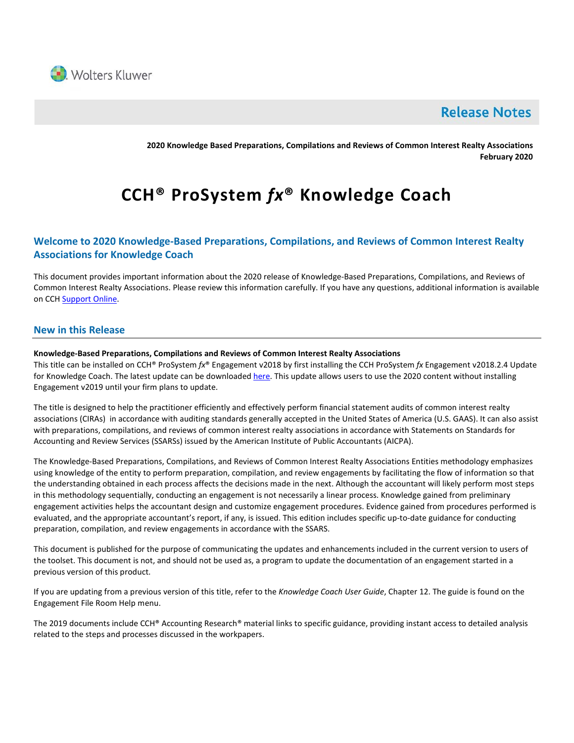Wolters Kluwer

# Release Notes

**2020 Knowledge Based Preparations, Compilations and Reviews of Common Interest Realty Associations**
**February 2020**

# CCH® ProSystem *fx*® Knowledge Coach

## Welcome to 2020 Knowledge-Based Preparations, Compilations, and Reviews of Common Interest Realty Associations for Knowledge Coach

This document provides important information about the 2020 release of Knowledge-Based Preparations, Compilations, and Reviews of Common Interest Realty Associations. Please review this information carefully. If you have any questions, additional information is available on CCH Support Online.

## New in this Release

**Knowledge-Based Preparations, Compilations and Reviews of Common Interest Realty Associations**

This title can be installed on CCH® ProSystem *fx*® Engagement v2018 by first installing the CCH ProSystem *fx* Engagement v2018.2.4 Update for Knowledge Coach. The latest update can be downloaded here. This update allows users to use the 2020 content without installing Engagement v2019 until your firm plans to update.

The title is designed to help the practitioner efficiently and effectively perform financial statement audits of common interest realty associations (CIRAs) in accordance with auditing standards generally accepted in the United States of America (U.S. GAAS). It can also assist with preparations, compilations, and reviews of common interest realty associations in accordance with Statements on Standards for Accounting and Review Services (SSARSs) issued by the American Institute of Public Accountants (AICPA).

The Knowledge-Based Preparations, Compilations, and Reviews of Common Interest Realty Associations Entities methodology emphasizes using knowledge of the entity to perform preparation, compilation, and review engagements by facilitating the flow of information so that the understanding obtained in each process affects the decisions made in the next. Although the accountant will likely perform most steps in this methodology sequentially, conducting an engagement is not necessarily a linear process. Knowledge gained from preliminary engagement activities helps the accountant design and customize engagement procedures. Evidence gained from procedures performed is evaluated, and the appropriate accountant's report, if any, is issued. This edition includes specific up-to-date guidance for conducting preparation, compilation, and review engagements in accordance with the SSARS.

This document is published for the purpose of communicating the updates and enhancements included in the current version to users of the toolset. This document is not, and should not be used as, a program to update the documentation of an engagement started in a previous version of this product.

If you are updating from a previous version of this title, refer to the *Knowledge Coach User Guide*, Chapter 12. The guide is found on the Engagement File Room Help menu.

The 2019 documents include CCH® Accounting Research® material links to specific guidance, providing instant access to detailed analysis related to the steps and processes discussed in the workpapers.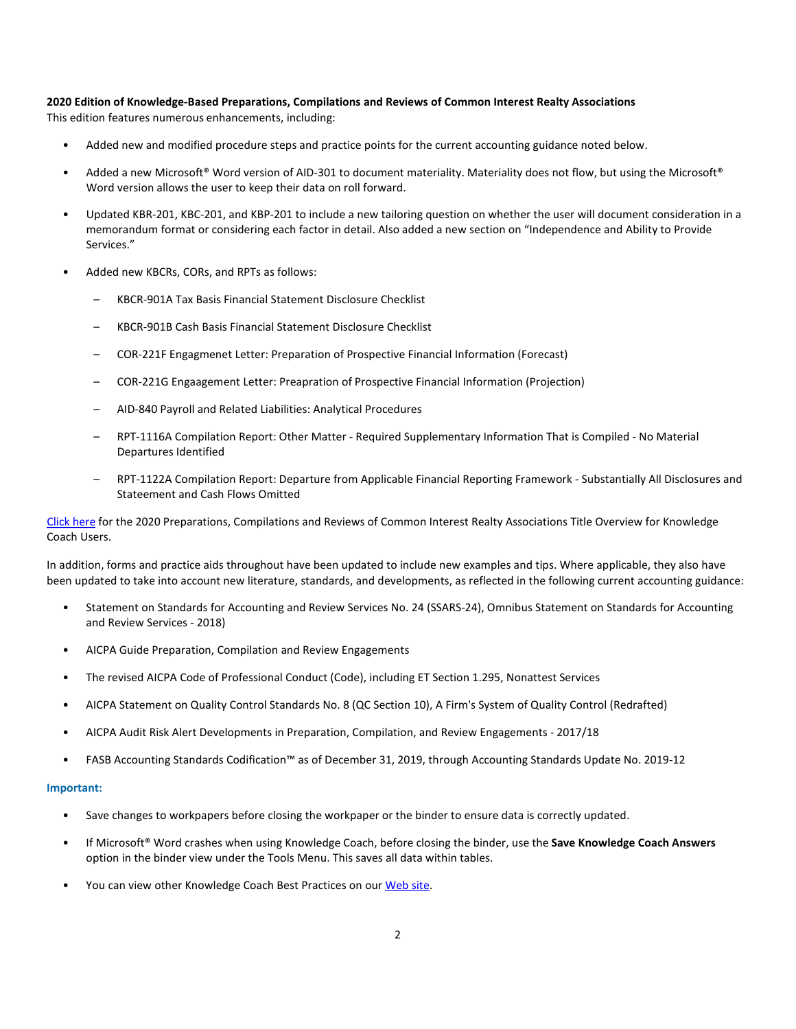**2020 Edition of Knowledge-Based Preparations, Compilations and Reviews of Common Interest Realty Associations**

This edition features numerous enhancements, including:

- Added new and modified procedure steps and practice points for the current accounting guidance noted below.
- Added a new Microsoft® Word version of AID-301 to document materiality. Materiality does not flow, but using the Microsoft® Word version allows the user to keep their data on roll forward.
- Updated KBR-201, KBC-201, and KBP-201 to include a new tailoring question on whether the user will document consideration in a memorandum format or considering each factor in detail. Also added a new section on "Independence and Ability to Provide Services."
- Added new KBCRs, CORs, and RPTs as follows:
  - KBCR-901A Tax Basis Financial Statement Disclosure Checklist
  - KBCR-901B Cash Basis Financial Statement Disclosure Checklist
  - COR-221F Engagmenet Letter: Preparation of Prospective Financial Information (Forecast)
  - COR-221G Engaagement Letter: Preapration of Prospective Financial Information (Projection)
  - AID-840 Payroll and Related Liabilities: Analytical Procedures
  - RPT-1116A Compilation Report: Other Matter - Required Supplementary Information That is Compiled - No Material Departures Identified
  - RPT-1122A Compilation Report: Departure from Applicable Financial Reporting Framework - Substantially All Disclosures and Stateement and Cash Flows Omitted

Click here for the 2020 Preparations, Compilations and Reviews of Common Interest Realty Associations Title Overview for Knowledge Coach Users.

In addition, forms and practice aids throughout have been updated to include new examples and tips. Where applicable, they also have been updated to take into account new literature, standards, and developments, as reflected in the following current accounting guidance:

- Statement on Standards for Accounting and Review Services No. 24 (SSARS-24), Omnibus Statement on Standards for Accounting and Review Services - 2018)
- AICPA Guide Preparation, Compilation and Review Engagements
- The revised AICPA Code of Professional Conduct (Code), including ET Section 1.295, Nonattest Services
- AICPA Statement on Quality Control Standards No. 8 (QC Section 10), A Firm's System of Quality Control (Redrafted)
- AICPA Audit Risk Alert Developments in Preparation, Compilation, and Review Engagements - 2017/18
- FASB Accounting Standards Codification™ as of December 31, 2019, through Accounting Standards Update No. 2019-12

**Important:**

- Save changes to workpapers before closing the workpaper or the binder to ensure data is correctly updated.
- If Microsoft® Word crashes when using Knowledge Coach, before closing the binder, use the **Save Knowledge Coach Answers** option in the binder view under the Tools Menu. This saves all data within tables.
- You can view other Knowledge Coach Best Practices on our Web site.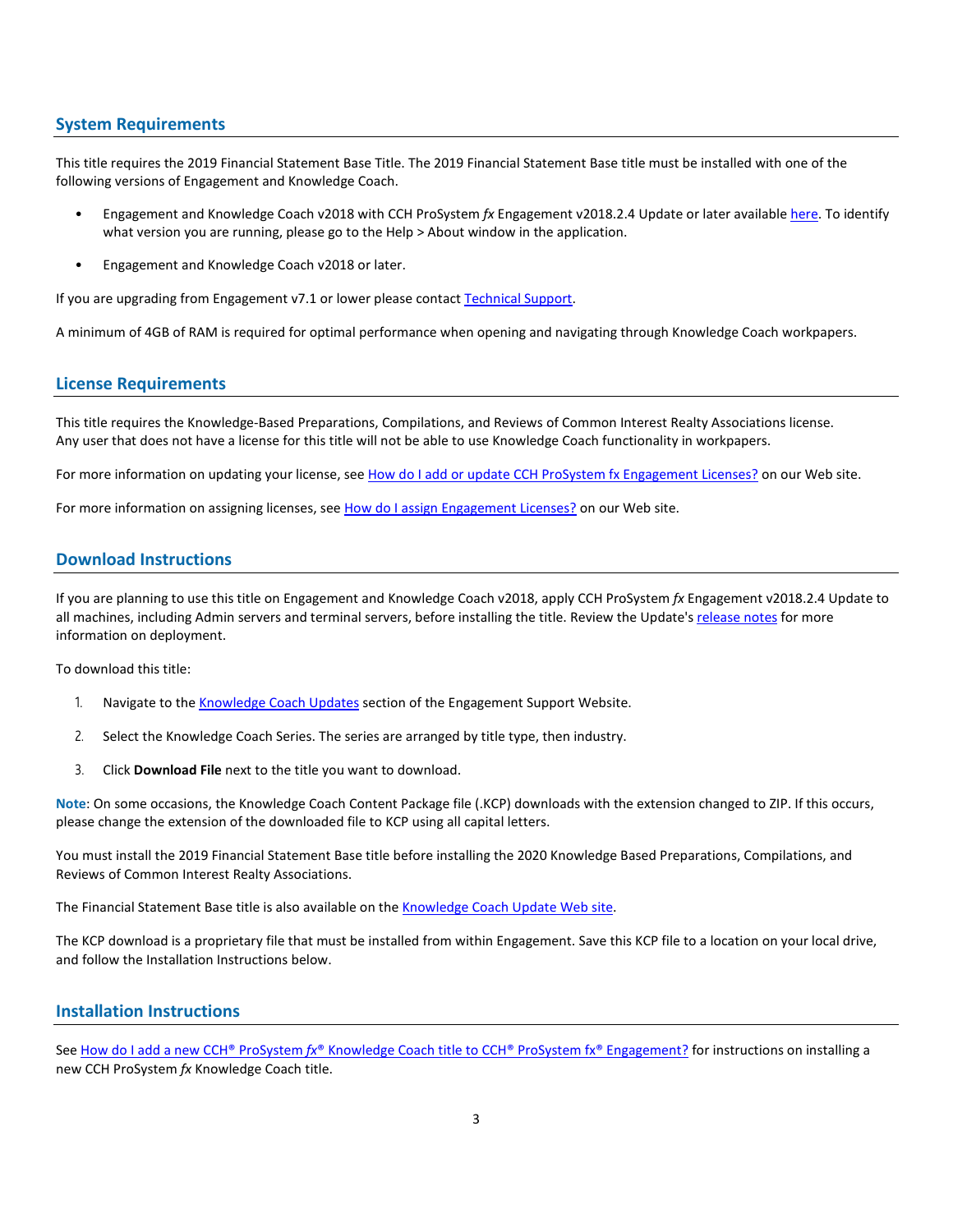## System Requirements

This title requires the 2019 Financial Statement Base Title. The 2019 Financial Statement Base title must be installed with one of the following versions of Engagement and Knowledge Coach.

- Engagement and Knowledge Coach v2018 with CCH ProSystem *fx* Engagement v2018.2.4 Update or later available here. To identify what version you are running, please go to the Help > About window in the application.
- Engagement and Knowledge Coach v2018 or later.

If you are upgrading from Engagement v7.1 or lower please contact Technical Support.

A minimum of 4GB of RAM is required for optimal performance when opening and navigating through Knowledge Coach workpapers.

## License Requirements

This title requires the Knowledge-Based Preparations, Compilations, and Reviews of Common Interest Realty Associations license. Any user that does not have a license for this title will not be able to use Knowledge Coach functionality in workpapers.

For more information on updating your license, see How do I add or update CCH ProSystem fx Engagement Licenses? on our Web site.

For more information on assigning licenses, see How do I assign Engagement Licenses? on our Web site.

## Download Instructions

If you are planning to use this title on Engagement and Knowledge Coach v2018, apply CCH ProSystem *fx* Engagement v2018.2.4 Update to all machines, including Admin servers and terminal servers, before installing the title. Review the Update's release notes for more information on deployment.

To download this title:

1. Navigate to the Knowledge Coach Updates section of the Engagement Support Website.
2. Select the Knowledge Coach Series. The series are arranged by title type, then industry.
3. Click **Download File** next to the title you want to download.

**Note**: On some occasions, the Knowledge Coach Content Package file (.KCP) downloads with the extension changed to ZIP. If this occurs, please change the extension of the downloaded file to KCP using all capital letters.

You must install the 2019 Financial Statement Base title before installing the 2020 Knowledge Based Preparations, Compilations, and Reviews of Common Interest Realty Associations.

The Financial Statement Base title is also available on the Knowledge Coach Update Web site.

The KCP download is a proprietary file that must be installed from within Engagement. Save this KCP file to a location on your local drive, and follow the Installation Instructions below.

## Installation Instructions

See How do I add a new CCH® ProSystem *fx*® Knowledge Coach title to CCH® ProSystem fx® Engagement? for instructions on installing a new CCH ProSystem *fx* Knowledge Coach title.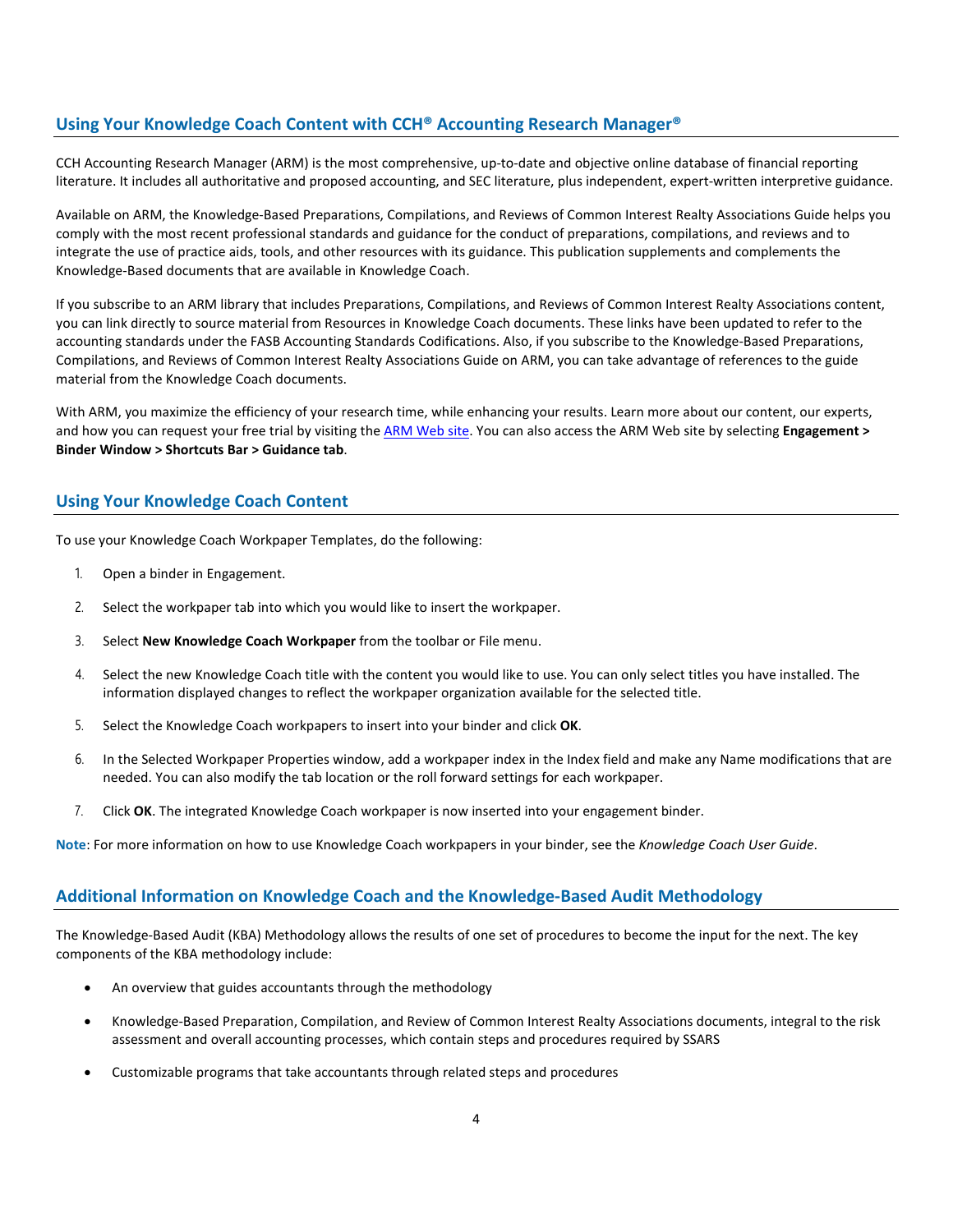## Using Your Knowledge Coach Content with CCH® Accounting Research Manager®

CCH Accounting Research Manager (ARM) is the most comprehensive, up-to-date and objective online database of financial reporting literature. It includes all authoritative and proposed accounting, and SEC literature, plus independent, expert-written interpretive guidance.

Available on ARM, the Knowledge-Based Preparations, Compilations, and Reviews of Common Interest Realty Associations Guide helps you comply with the most recent professional standards and guidance for the conduct of preparations, compilations, and reviews and to integrate the use of practice aids, tools, and other resources with its guidance. This publication supplements and complements the Knowledge-Based documents that are available in Knowledge Coach.

If you subscribe to an ARM library that includes Preparations, Compilations, and Reviews of Common Interest Realty Associations content, you can link directly to source material from Resources in Knowledge Coach documents. These links have been updated to refer to the accounting standards under the FASB Accounting Standards Codifications. Also, if you subscribe to the Knowledge-Based Preparations, Compilations, and Reviews of Common Interest Realty Associations Guide on ARM, you can take advantage of references to the guide material from the Knowledge Coach documents.

With ARM, you maximize the efficiency of your research time, while enhancing your results. Learn more about our content, our experts, and how you can request your free trial by visiting the ARM Web site. You can also access the ARM Web site by selecting **Engagement > Binder Window > Shortcuts Bar > Guidance tab**.

## Using Your Knowledge Coach Content

To use your Knowledge Coach Workpaper Templates, do the following:

1. Open a binder in Engagement.
2. Select the workpaper tab into which you would like to insert the workpaper.
3. Select **New Knowledge Coach Workpaper** from the toolbar or File menu.
4. Select the new Knowledge Coach title with the content you would like to use. You can only select titles you have installed. The information displayed changes to reflect the workpaper organization available for the selected title.
5. Select the Knowledge Coach workpapers to insert into your binder and click **OK**.
6. In the Selected Workpaper Properties window, add a workpaper index in the Index field and make any Name modifications that are needed. You can also modify the tab location or the roll forward settings for each workpaper.
7. Click **OK**. The integrated Knowledge Coach workpaper is now inserted into your engagement binder.

**Note**: For more information on how to use Knowledge Coach workpapers in your binder, see the *Knowledge Coach User Guide*.

## Additional Information on Knowledge Coach and the Knowledge-Based Audit Methodology

The Knowledge-Based Audit (KBA) Methodology allows the results of one set of procedures to become the input for the next. The key components of the KBA methodology include:

- An overview that guides accountants through the methodology
- Knowledge-Based Preparation, Compilation, and Review of Common Interest Realty Associations documents, integral to the risk assessment and overall accounting processes, which contain steps and procedures required by SSARS
- Customizable programs that take accountants through related steps and procedures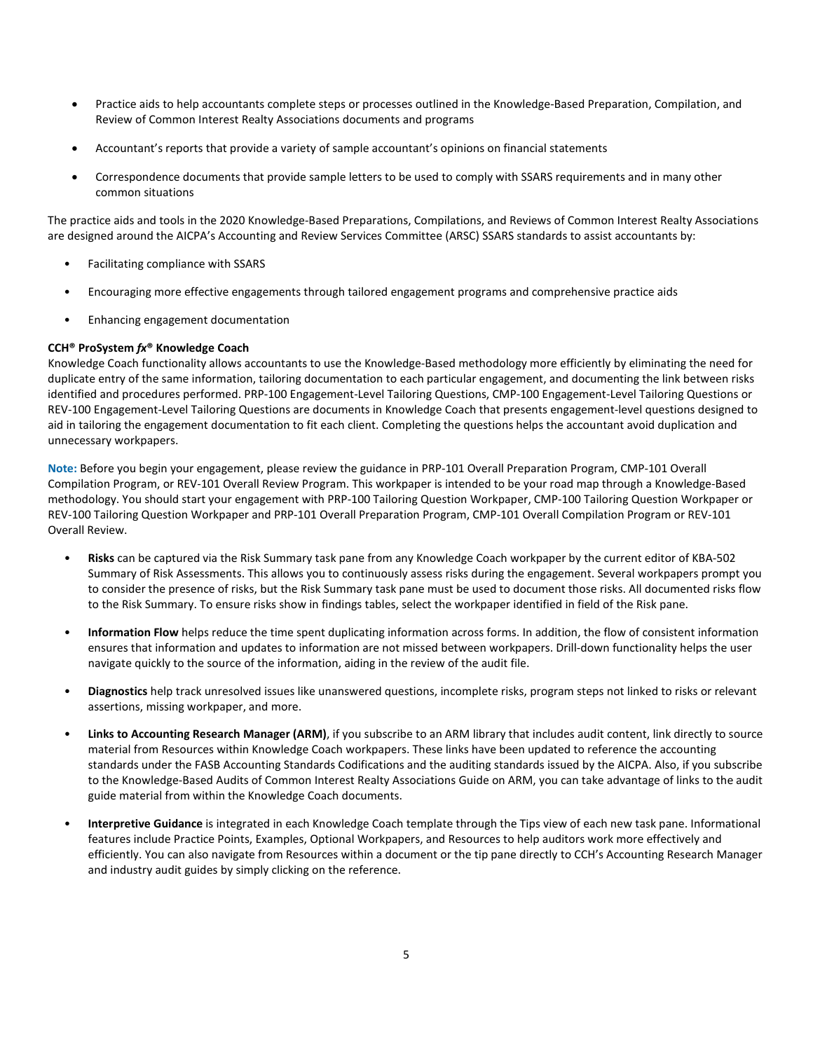- Practice aids to help accountants complete steps or processes outlined in the Knowledge-Based Preparation, Compilation, and Review of Common Interest Realty Associations documents and programs
- Accountant's reports that provide a variety of sample accountant's opinions on financial statements
- Correspondence documents that provide sample letters to be used to comply with SSARS requirements and in many other common situations

The practice aids and tools in the 2020 Knowledge-Based Preparations, Compilations, and Reviews of Common Interest Realty Associations are designed around the AICPA's Accounting and Review Services Committee (ARSC) SSARS standards to assist accountants by:

- Facilitating compliance with SSARS
- Encouraging more effective engagements through tailored engagement programs and comprehensive practice aids
- Enhancing engagement documentation

**CCH® ProSystem *fx*® Knowledge Coach**

Knowledge Coach functionality allows accountants to use the Knowledge-Based methodology more efficiently by eliminating the need for duplicate entry of the same information, tailoring documentation to each particular engagement, and documenting the link between risks identified and procedures performed. PRP-100 Engagement-Level Tailoring Questions, CMP-100 Engagement-Level Tailoring Questions or REV-100 Engagement-Level Tailoring Questions are documents in Knowledge Coach that presents engagement-level questions designed to aid in tailoring the engagement documentation to fit each client. Completing the questions helps the accountant avoid duplication and unnecessary workpapers.

**Note:** Before you begin your engagement, please review the guidance in PRP-101 Overall Preparation Program, CMP-101 Overall Compilation Program, or REV-101 Overall Review Program. This workpaper is intended to be your road map through a Knowledge-Based methodology. You should start your engagement with PRP-100 Tailoring Question Workpaper, CMP-100 Tailoring Question Workpaper or REV-100 Tailoring Question Workpaper and PRP-101 Overall Preparation Program, CMP-101 Overall Compilation Program or REV-101 Overall Review.

- **Risks** can be captured via the Risk Summary task pane from any Knowledge Coach workpaper by the current editor of KBA-502 Summary of Risk Assessments. This allows you to continuously assess risks during the engagement. Several workpapers prompt you to consider the presence of risks, but the Risk Summary task pane must be used to document those risks. All documented risks flow to the Risk Summary. To ensure risks show in findings tables, select the workpaper identified in field of the Risk pane.
- **Information Flow** helps reduce the time spent duplicating information across forms. In addition, the flow of consistent information ensures that information and updates to information are not missed between workpapers. Drill-down functionality helps the user navigate quickly to the source of the information, aiding in the review of the audit file.
- **Diagnostics** help track unresolved issues like unanswered questions, incomplete risks, program steps not linked to risks or relevant assertions, missing workpaper, and more.
- **Links to Accounting Research Manager (ARM)**, if you subscribe to an ARM library that includes audit content, link directly to source material from Resources within Knowledge Coach workpapers. These links have been updated to reference the accounting standards under the FASB Accounting Standards Codifications and the auditing standards issued by the AICPA. Also, if you subscribe to the Knowledge-Based Audits of Common Interest Realty Associations Guide on ARM, you can take advantage of links to the audit guide material from within the Knowledge Coach documents.
- **Interpretive Guidance** is integrated in each Knowledge Coach template through the Tips view of each new task pane. Informational features include Practice Points, Examples, Optional Workpapers, and Resources to help auditors work more effectively and efficiently. You can also navigate from Resources within a document or the tip pane directly to CCH's Accounting Research Manager and industry audit guides by simply clicking on the reference.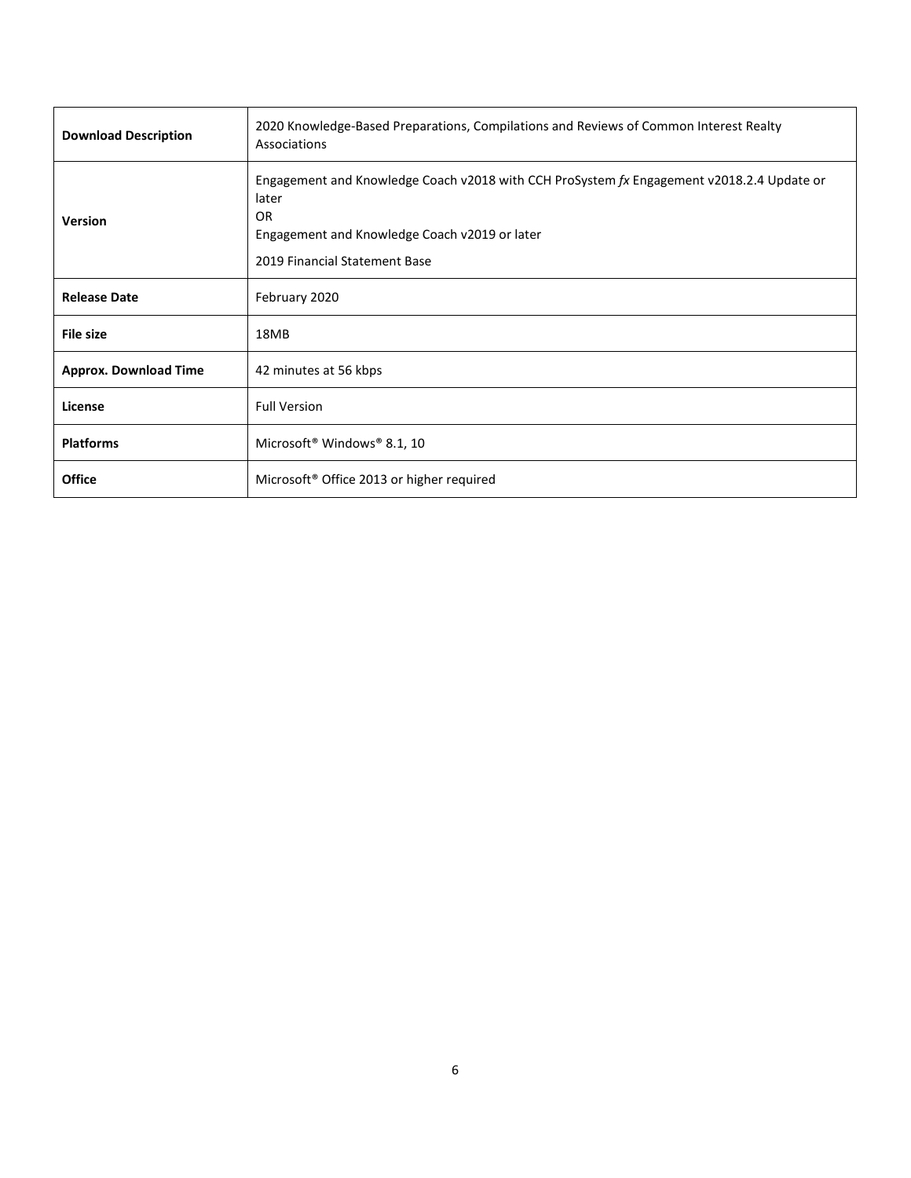| | |
|---|---|
| **Download Description** | 2020 Knowledge-Based Preparations, Compilations and Reviews of Common Interest Realty Associations |
| **Version** | Engagement and Knowledge Coach v2018 with CCH ProSystem *fx* Engagement v2018.2.4 Update or later<br>OR<br>Engagement and Knowledge Coach v2019 or later<br>2019 Financial Statement Base |
| **Release Date** | February 2020 |
| **File size** | 18MB |
| **Approx. Download Time** | 42 minutes at 56 kbps |
| **License** | Full Version |
| **Platforms** | Microsoft® Windows® 8.1, 10 |
| **Office** | Microsoft® Office 2013 or higher required |